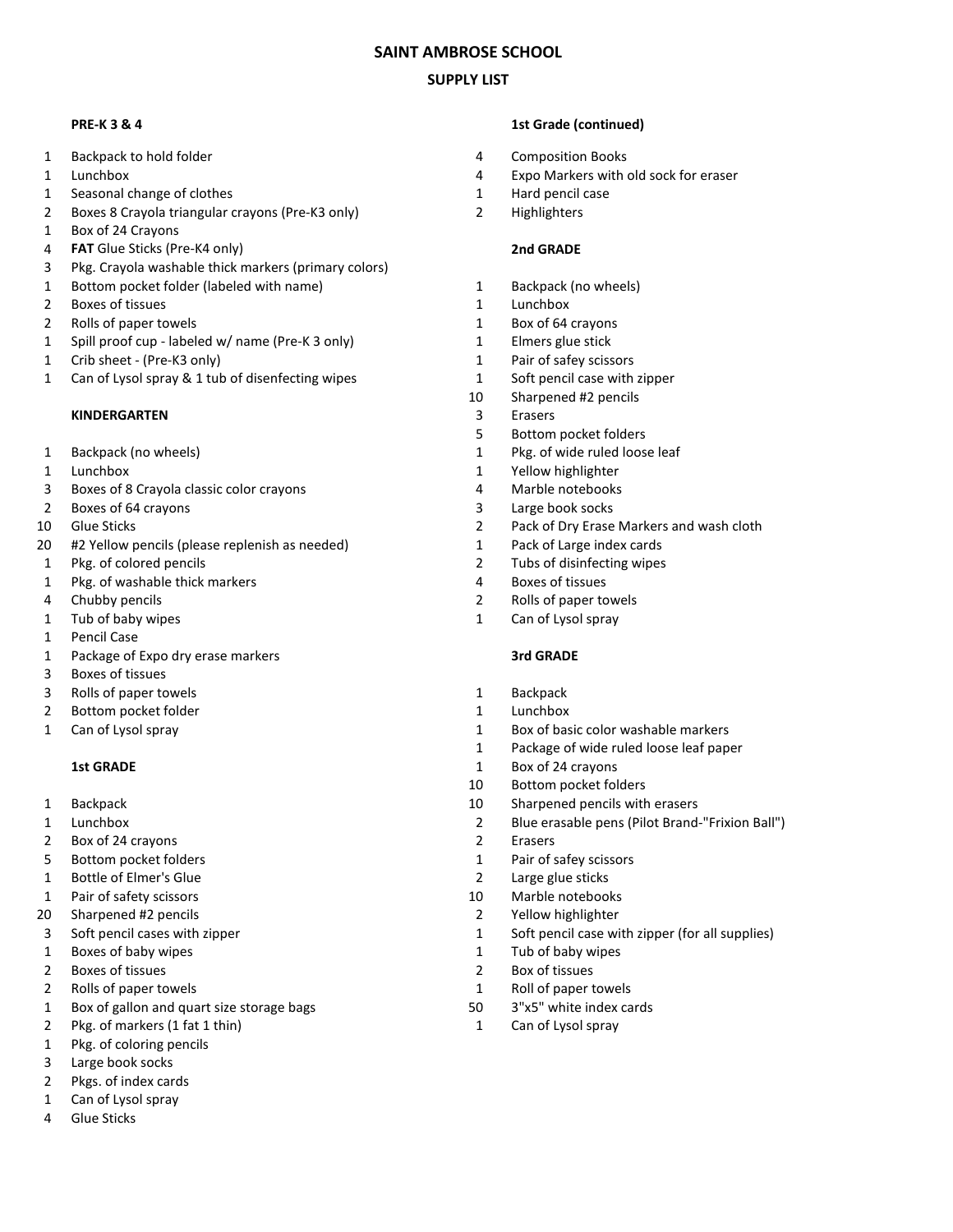# SAINT AMBROSE SCHOOL

## SUPPLY LIST

### PRE-K 3 & 4

- 1 Backpack to hold folder
- 1 Lunchbox
- 1 Seasonal change of clothes
- 2 Boxes 8 Crayola triangular crayons (Pre-K3 only)
- 1 Box of 24 Crayons
- 4 **FAT** Glue Sticks (Pre-K4 only)
- 3 Pkg. Crayola washable thick markers (primary colors)
- 1 Bottom pocket folder (labeled with name)
- 2 Boxes of tissues
- 2 Rolls of paper towels
- 1 Spill proof cup - labeled w/ name (Pre-K 3 only)
- 1 Crib sheet - (Pre-K3 only)
- 1 Can of Lysol spray & 1 tub of disenfecting wipes

### KINDERGARTEN

- 1 Backpack (no wheels)
- 1 Lunchbox
- 3 Boxes of 8 Crayola classic color crayons
- 2 Boxes of 64 crayons
- 10 Glue Sticks
- 20 #2 Yellow pencils (please replenish as needed)
- 1 Pkg. of colored pencils
- 1 Pkg. of washable thick markers
- 4 Chubby pencils
- 1 Tub of baby wipes
- 1 Pencil Case
- 1 Package of Expo dry erase markers
- 3 Boxes of tissues
- 3 Rolls of paper towels
- 2 Bottom pocket folder
- 1 Can of Lysol spray

### 1st GRADE

- 1 Backpack
- 1 Lunchbox
- 2 Box of 24 crayons
- 5 Bottom pocket folders
- 1 Bottle of Elmer's Glue
- 1 Pair of safety scissors
- 20 Sharpened #2 pencils
- 3 Soft pencil cases with zipper
- 1 Boxes of baby wipes
- 2 Boxes of tissues
- 2 Rolls of paper towels
- 1 Box of gallon and quart size storage bags
- 2 Pkg. of markers (1 fat 1 thin)
- 1 Pkg. of coloring pencils
- 3 Large book socks
- 2 Pkgs. of index cards
- 1 Can of Lysol spray
- 4 Glue Sticks

### 1st Grade (continued)

- 4 Composition Books
- 4 Expo Markers with old sock for eraser
- 1 Hard pencil case
- 2 Highlighters

### 2nd GRADE

- 1 Backpack (no wheels)
- 1 Lunchbox
- 1 Box of 64 crayons
- 1 Elmers glue stick
- 1 Pair of safey scissors
- 1 Soft pencil case with zipper
- 10 Sharpened #2 pencils
- 3 Erasers
- 5 Bottom pocket folders
- 1 Pkg. of wide ruled loose leaf
- 1 Yellow highlighter
- 4 Marble notebooks
- 3 Large book socks
- 2 Pack of Dry Erase Markers and wash cloth
- 1 Pack of Large index cards
- 2 Tubs of disinfecting wipes
- 4 Boxes of tissues
- 2 Rolls of paper towels
- 1 Can of Lysol spray

### 3rd GRADE

- 1 Backpack
- 1 Lunchbox
- 1 Box of basic color washable markers
- 1 Package of wide ruled loose leaf paper
- 1 Box of 24 crayons
- 10 Bottom pocket folders
- 10 Sharpened pencils with erasers
- 2 Blue erasable pens (Pilot Brand-"Frixion Ball")
- 2 Erasers
- 1 Pair of safey scissors
- 2 Large glue sticks
- 10 Marble notebooks
- 2 Yellow highlighter
- 1 Soft pencil case with zipper (for all supplies)
- 1 Tub of baby wipes
- 2 Box of tissues
- 1 Roll of paper towels
- 50 3"x5" white index cards
- 1 Can of Lysol spray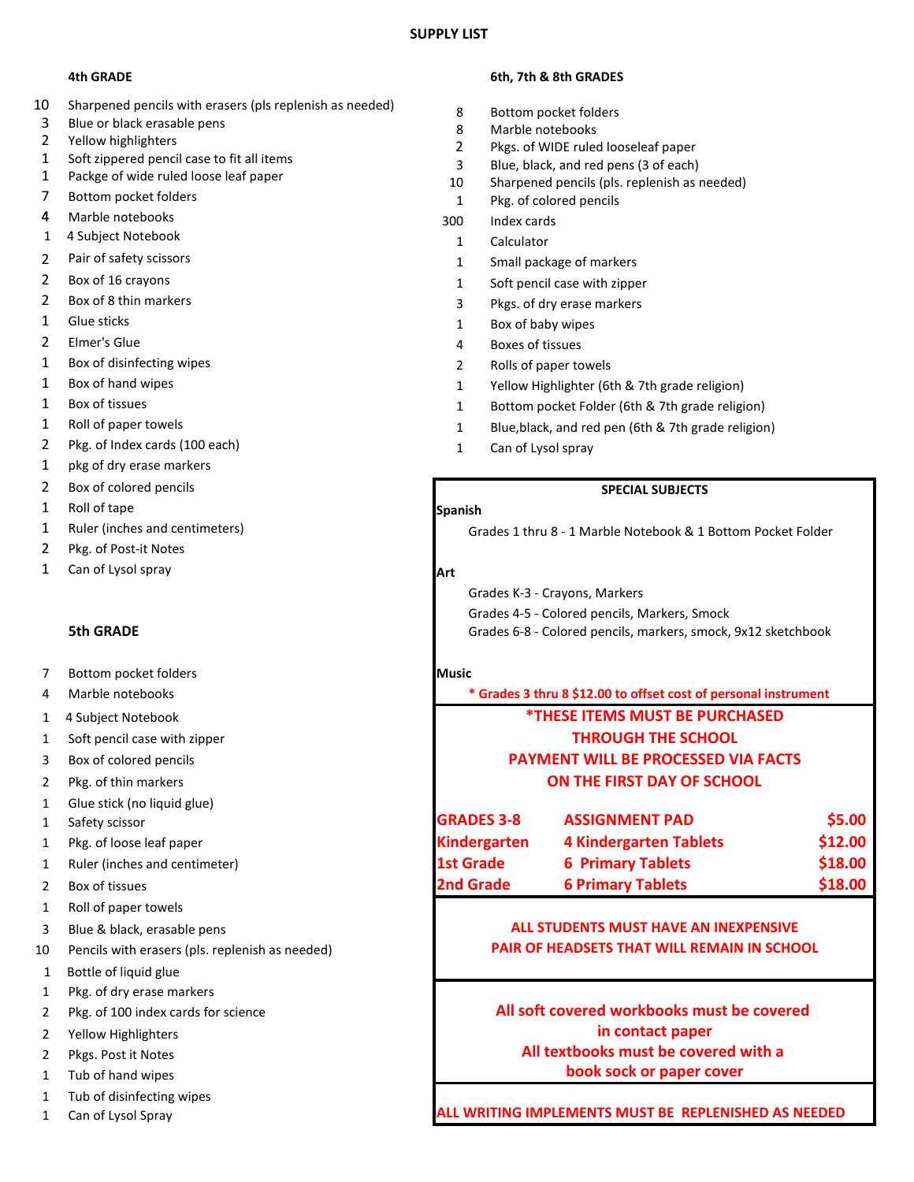# SUPPLY LIST

## 4th GRADE

- 10 Sharpened pencils with erasers (pls replenish as needed)
- 3 Blue or black erasable pens
- 2 Yellow highlighters
- 1 Soft zippered pencil case to fit all items
- 1 Packge of wide ruled loose leaf paper
- 7 Bottom pocket folders
- 4 Marble notebooks
- 1 4 Subject Notebook
- 2 Pair of safety scissors
- 2 Box of 16 crayons
- 2 Box of 8 thin markers
- 1 Glue sticks
- 2 Elmer's Glue
- 1 Box of disinfecting wipes
- 1 Box of hand wipes
- 1 Box of tissues
- 1 Roll of paper towels
- 2 Pkg. of Index cards (100 each)
- 1 pkg of dry erase markers
- 2 Box of colored pencils
- 1 Roll of tape
- 1 Ruler (inches and centimeters)
- 2 Pkg. of Post-it Notes
- 1 Can of Lysol spray

## 5th GRADE

- 7 Bottom pocket folders
- 4 Marble notebooks
- 1 4 Subject Notebook
- 1 Soft pencil case with zipper
- 3 Box of colored pencils
- 2 Pkg. of thin markers
- 1 Glue stick (no liquid glue)
- 1 Safety scissor
- 1 Pkg. of loose leaf paper
- 1 Ruler (inches and centimeter)
- 2 Box of tissues
- 1 Roll of paper towels
- 3 Blue & black, erasable pens
- 10 Pencils with erasers (pls. replenish as needed)
- 1 Bottle of liquid glue
- 1 Pkg. of dry erase markers
- 2 Pkg. of 100 index cards for science
- 2 Yellow Highlighters
- 2 Pkgs. Post it Notes
- 1 Tub of hand wipes
- 1 Tub of disinfecting wipes
- 1 Can of Lysol Spray

## 6th, 7th & 8th GRADES

- 8 Bottom pocket folders
- 8 Marble notebooks
- 2 Pkgs. of WIDE ruled looseleaf paper
- 3 Blue, black, and red pens (3 of each)
- 10 Sharpened pencils (pls. replenish as needed)
- 1 Pkg. of colored pencils
- 300 Index cards
- 1 Calculator
- 1 Small package of markers
- 1 Soft pencil case with zipper
- 3 Pkgs. of dry erase markers
- 1 Box of baby wipes
- 4 Boxes of tissues
- 2 Rolls of paper towels
- 1 Yellow Highlighter (6th & 7th grade religion)
- 1 Bottom pocket Folder (6th & 7th grade religion)
- 1 Blue,black, and red pen (6th & 7th grade religion)
- 1 Can of Lysol spray

## SPECIAL SUBJECTS

**Spanish**

Grades 1 thru 8 - 1 Marble Notebook & 1 Bottom Pocket Folder

**Art**

Grades K-3 - Crayons, Markers

Grades 4-5 - Colored pencils, Markers, Smock

Grades 6-8 - Colored pencils, markers, smock, 9x12 sketchbook

**Music**

**\* Grades 3 thru 8 $12.00 to offset cost of personal instrument**

**\*THESE ITEMS MUST BE PURCHASED THROUGH THE SCHOOL PAYMENT WILL BE PROCESSED VIA FACTS ON THE FIRST DAY OF SCHOOL**

| | | |
|---|---|---|
| **GRADES 3-8** | **ASSIGNMENT PAD** | **$5.00** |
| **Kindergarten** | **4 Kindergarten Tablets** | **$12.00** |
| **1st Grade** | **6 Primary Tablets** | **$18.00** |
| **2nd Grade** | **6 Primary Tablets** | **$18.00** |

**ALL STUDENTS MUST HAVE AN INEXPENSIVE PAIR OF HEADSETS THAT WILL REMAIN IN SCHOOL**

**All soft covered workbooks must be covered in contact paper**
**All textbooks must be covered with a book sock or paper cover**

**ALL WRITING IMPLEMENTS MUST BE REPLENISHED AS NEEDED**